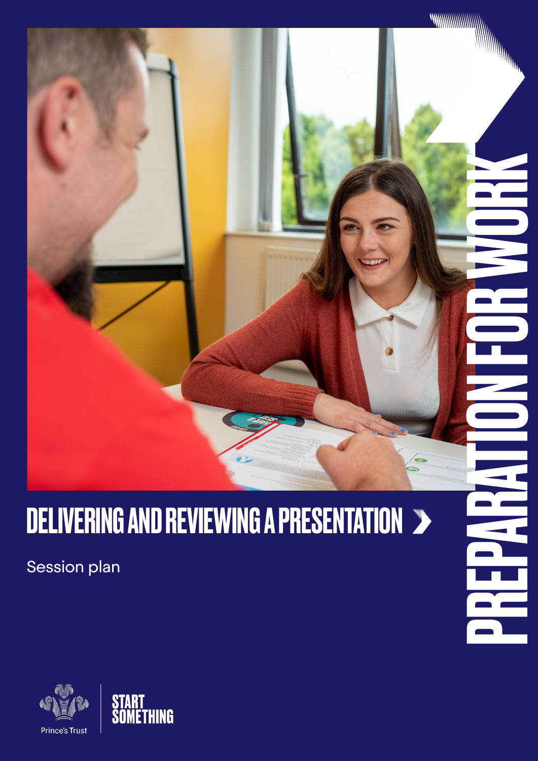# DELIVERING AND REVIEWING A PRESENTATION

Session plan

PREPARATION FOR WORK

Prince's Trust

START SOMETHING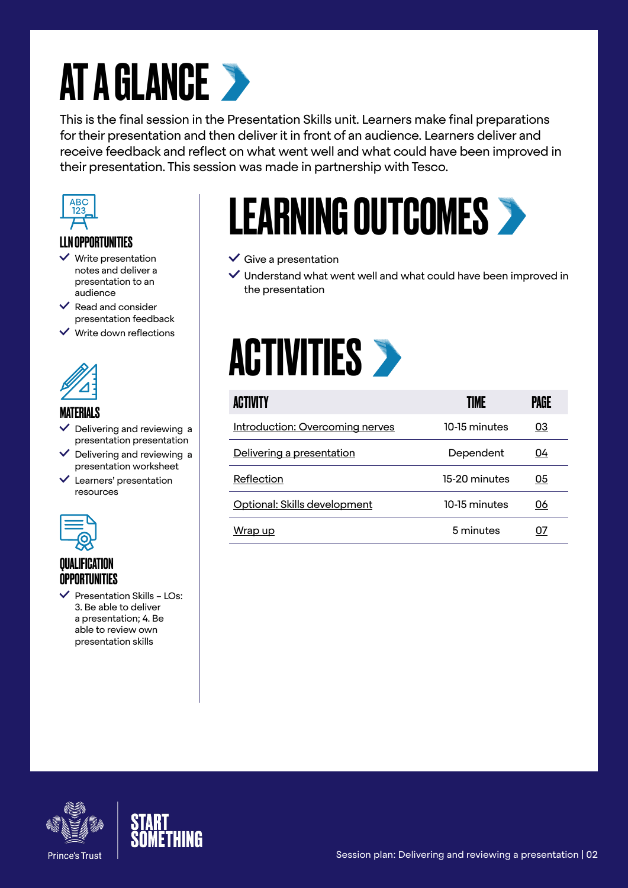# AT A GLANCE

This is the final session in the Presentation Skills unit. Learners make final preparations for their presentation and then deliver it in front of an audience. Learners deliver and receive feedback and reflect on what went well and what could have been improved in their presentation. This session was made in partnership with Tesco.

### LLN OPPORTUNITIES

- Write presentation notes and deliver a presentation to an audience
- Read and consider presentation feedback
- Write down reflections

### MATERIALS

- Delivering and reviewing a presentation presentation
- Delivering and reviewing a presentation worksheet
- Learners' presentation resources

### QUALIFICATION OPPORTUNITIES

- Presentation Skills – LOs: 3. Be able to deliver a presentation; 4. Be able to review own presentation skills

## LEARNING OUTCOMES

- Give a presentation
- Understand what went well and what could have been improved in the presentation

## ACTIVITIES

| ACTIVITY | TIME | PAGE |
|---|---|---|
| Introduction: Overcoming nerves | 10-15 minutes | 03 |
| Delivering a presentation | Dependent | 04 |
| Reflection | 15-20 minutes | 05 |
| Optional: Skills development | 10-15 minutes | 06 |
| Wrap up | 5 minutes | 07 |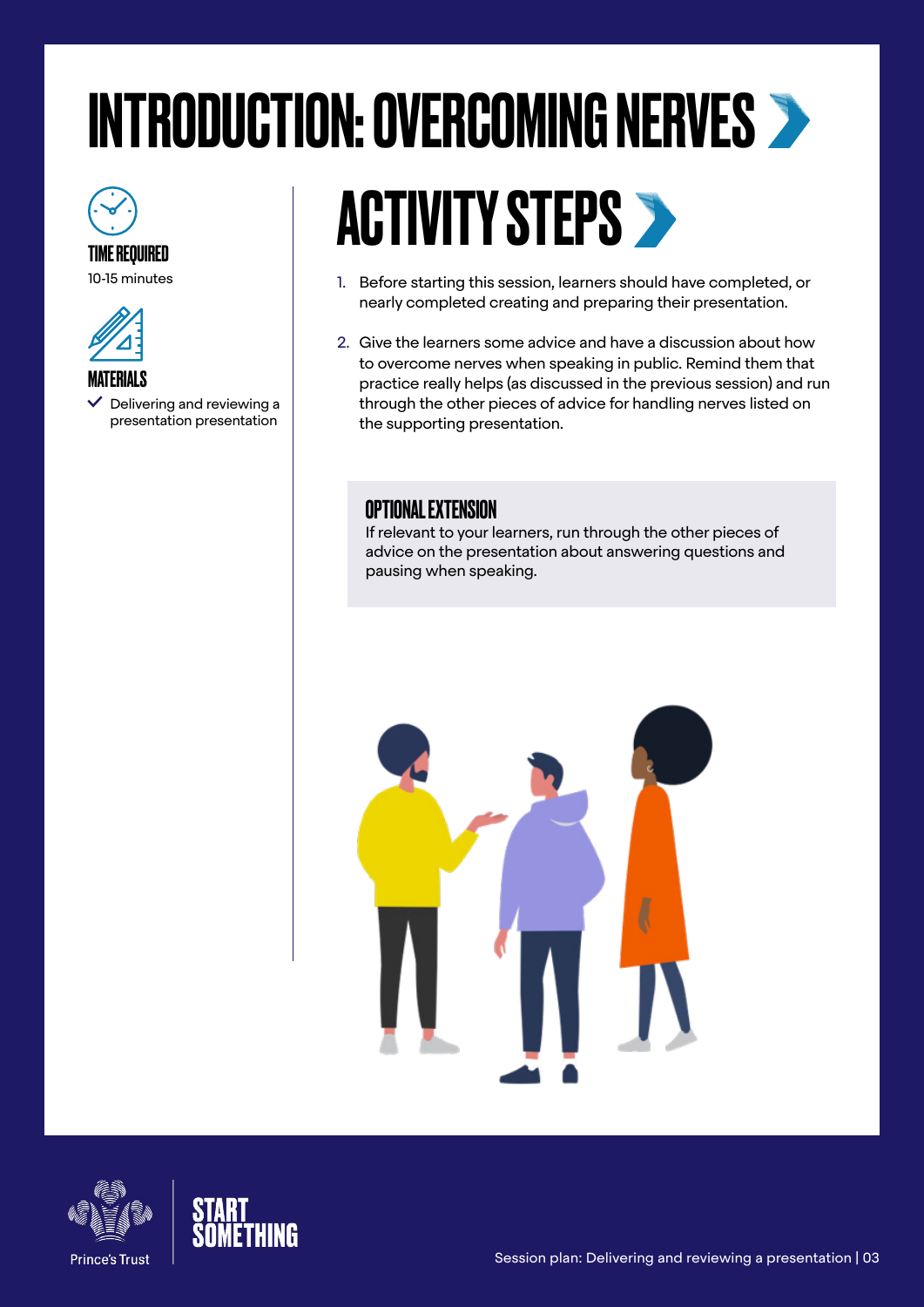# INTRODUCTION: OVERCOMING NERVES

**TIME REQUIRED**

10-15 minutes

**MATERIALS**

- Delivering and reviewing a presentation presentation

## ACTIVITY STEPS

1. Before starting this session, learners should have completed, or nearly completed creating and preparing their presentation.
2. Give the learners some advice and have a discussion about how to overcome nerves when speaking in public. Remind them that practice really helps (as discussed in the previous session) and run through the other pieces of advice for handling nerves listed on the supporting presentation.

### OPTIONAL EXTENSION

If relevant to your learners, run through the other pieces of advice on the presentation about answering questions and pausing when speaking.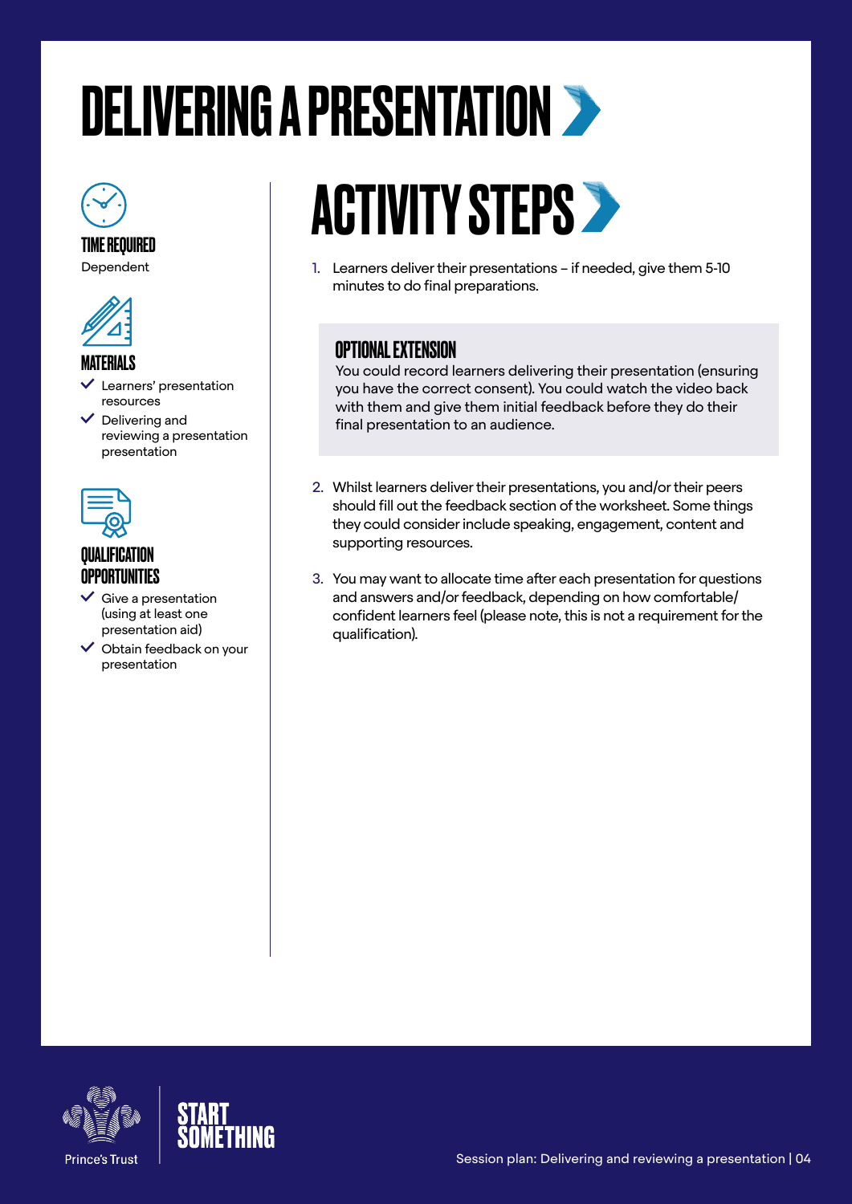# DELIVERING A PRESENTATION

### TIME REQUIRED

Dependent

### MATERIALS

- Learners' presentation resources
- Delivering and reviewing a presentation presentation

### QUALIFICATION OPPORTUNITIES

- Give a presentation (using at least one presentation aid)
- Obtain feedback on your presentation

## ACTIVITY STEPS

1. Learners deliver their presentations – if needed, give them 5-10 minutes to do final preparations.

> **OPTIONAL EXTENSION**
> You could record learners delivering their presentation (ensuring you have the correct consent). You could watch the video back with them and give them initial feedback before they do their final presentation to an audience.

2. Whilst learners deliver their presentations, you and/or their peers should fill out the feedback section of the worksheet. Some things they could consider include speaking, engagement, content and supporting resources.

3. You may want to allocate time after each presentation for questions and answers and/or feedback, depending on how comfortable/confident learners feel (please note, this is not a requirement for the qualification).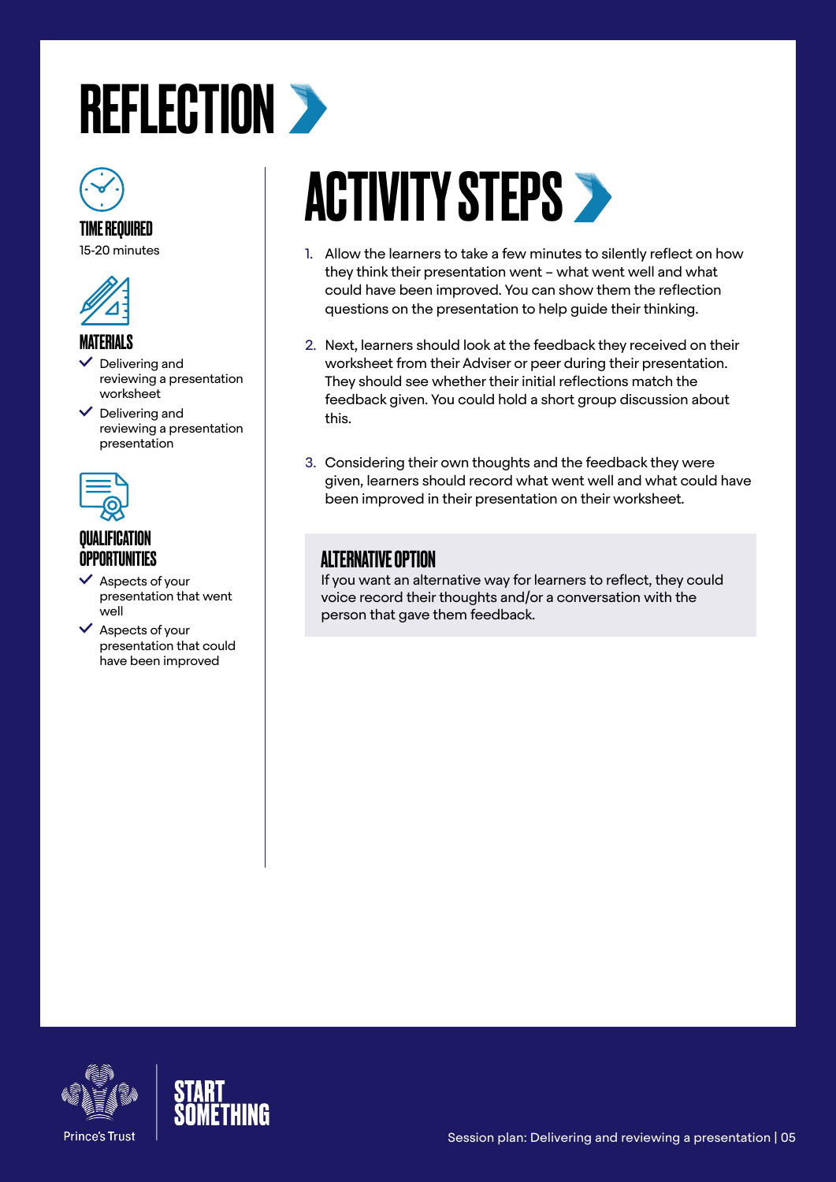# REFLECTION

### TIME REQUIRED

15-20 minutes

### MATERIALS

- Delivering and reviewing a presentation worksheet
- Delivering and reviewing a presentation presentation

### QUALIFICATION OPPORTUNITIES

- Aspects of your presentation that went well
- Aspects of your presentation that could have been improved

## ACTIVITY STEPS

1. Allow the learners to take a few minutes to silently reflect on how they think their presentation went – what went well and what could have been improved. You can show them the reflection questions on the presentation to help guide their thinking.
2. Next, learners should look at the feedback they received on their worksheet from their Adviser or peer during their presentation. They should see whether their initial reflections match the feedback given. You could hold a short group discussion about this.
3. Considering their own thoughts and the feedback they were given, learners should record what went well and what could have been improved in their presentation on their worksheet.

### ALTERNATIVE OPTION

If you want an alternative way for learners to reflect, they could voice record their thoughts and/or a conversation with the person that gave them feedback.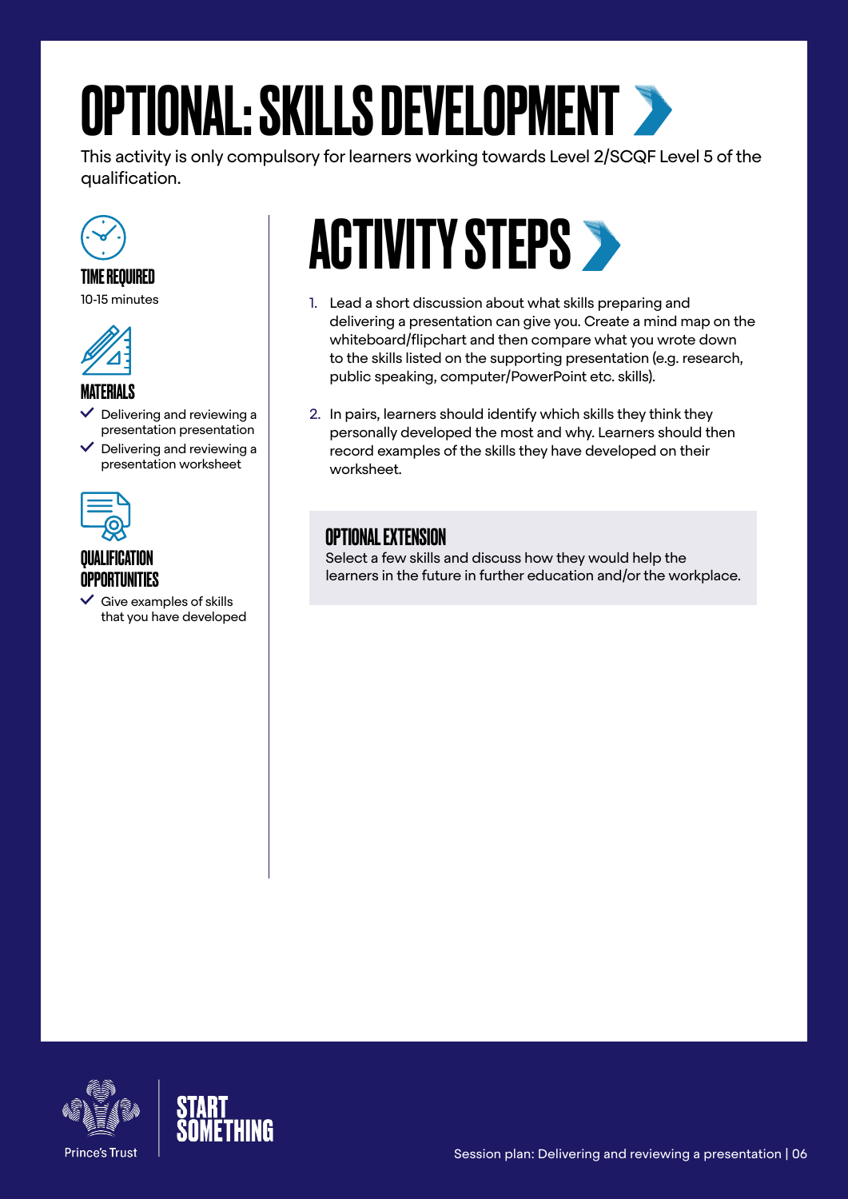# OPTIONAL: SKILLS DEVELOPMENT

This activity is only compulsory for learners working towards Level 2/SCQF Level 5 of the qualification.

### TIME REQUIRED

10-15 minutes

### MATERIALS

- Delivering and reviewing a presentation presentation
- Delivering and reviewing a presentation worksheet

### QUALIFICATION OPPORTUNITIES

- Give examples of skills that you have developed

## ACTIVITY STEPS

1. Lead a short discussion about what skills preparing and delivering a presentation can give you. Create a mind map on the whiteboard/flipchart and then compare what you wrote down to the skills listed on the supporting presentation (e.g. research, public speaking, computer/PowerPoint etc. skills).
2. In pairs, learners should identify which skills they think they personally developed the most and why. Learners should then record examples of the skills they have developed on their worksheet.

### OPTIONAL EXTENSION

Select a few skills and discuss how they would help the learners in the future in further education and/or the workplace.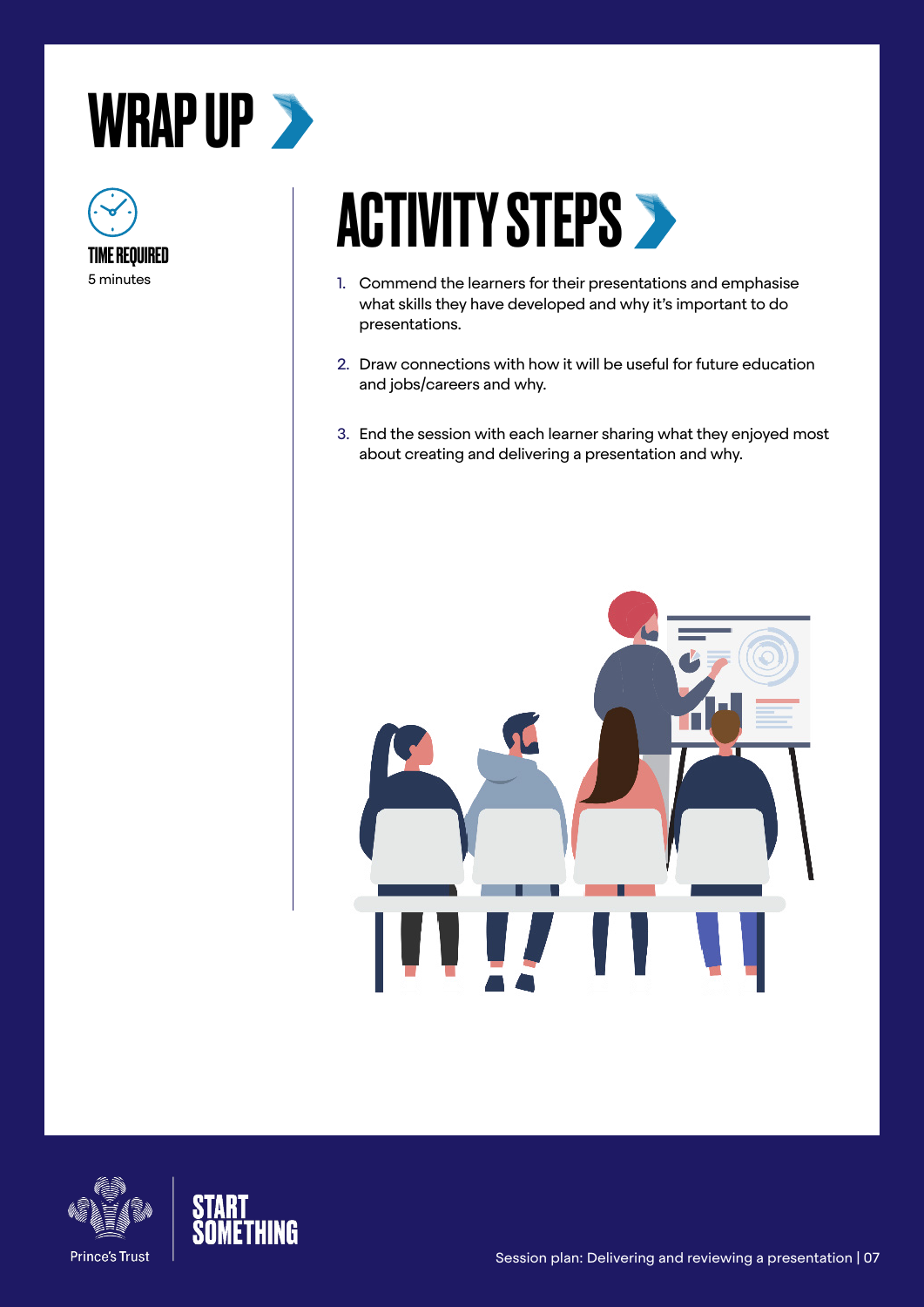# WRAP UP

**TIME REQUIRED**
5 minutes

## ACTIVITY STEPS

1. Commend the learners for their presentations and emphasise what skills they have developed and why it's important to do presentations.
2. Draw connections with how it will be useful for future education and jobs/careers and why.
3. End the session with each learner sharing what they enjoyed most about creating and delivering a presentation and why.

Prince's Trust

START SOMETHING